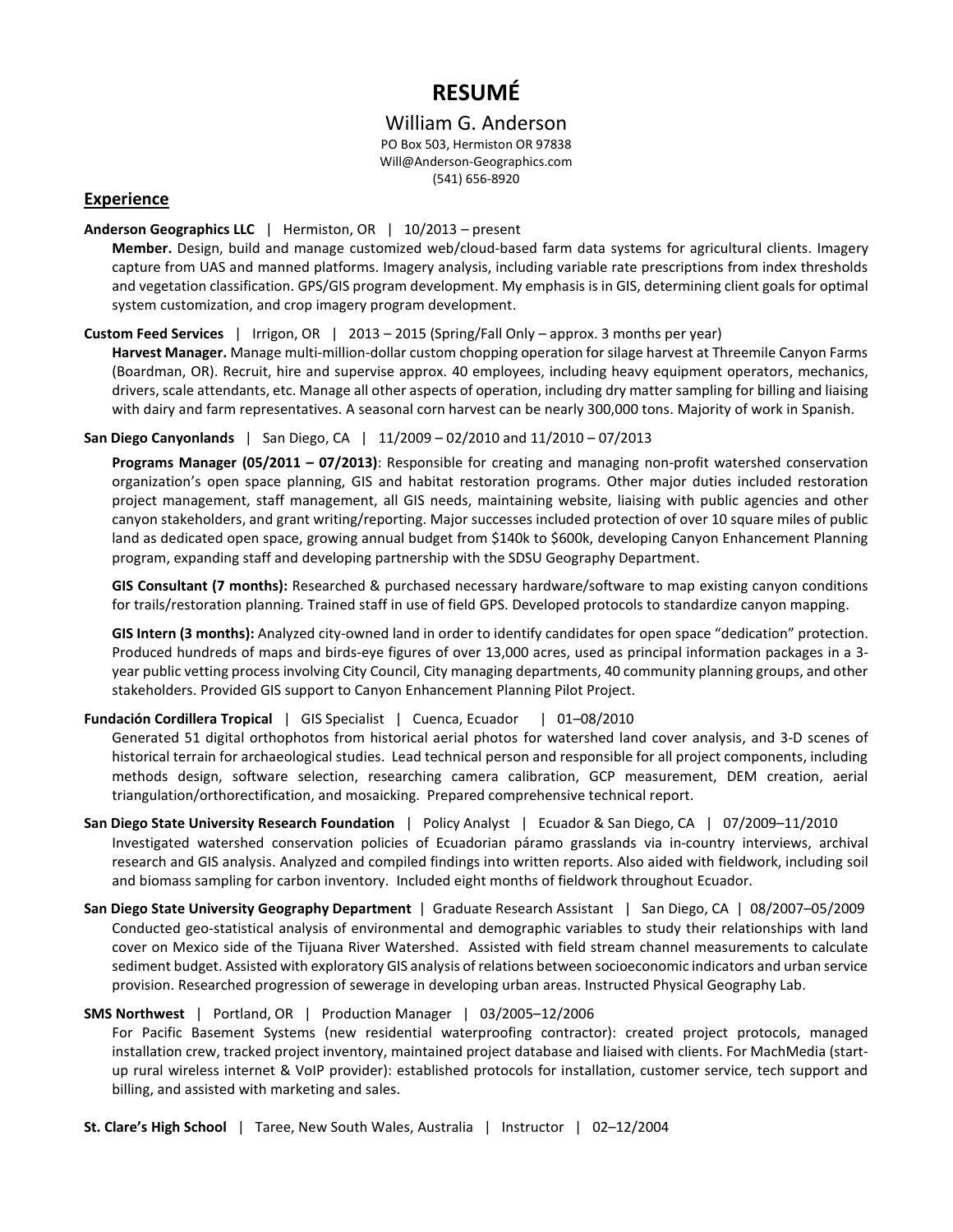# RESUMÉ

William G. Anderson
PO Box 503, Hermiston OR 97838
Will@Anderson-Geographics.com
(541) 656-8920

## Experience

**Anderson Geographics LLC** | Hermiston, OR | 10/2013 – present

**Member.** Design, build and manage customized web/cloud-based farm data systems for agricultural clients. Imagery capture from UAS and manned platforms. Imagery analysis, including variable rate prescriptions from index thresholds and vegetation classification. GPS/GIS program development. My emphasis is in GIS, determining client goals for optimal system customization, and crop imagery program development.

**Custom Feed Services** | Irrigon, OR | 2013 – 2015 (Spring/Fall Only – approx. 3 months per year)

**Harvest Manager.** Manage multi-million-dollar custom chopping operation for silage harvest at Threemile Canyon Farms (Boardman, OR). Recruit, hire and supervise approx. 40 employees, including heavy equipment operators, mechanics, drivers, scale attendants, etc. Manage all other aspects of operation, including dry matter sampling for billing and liaising with dairy and farm representatives. A seasonal corn harvest can be nearly 300,000 tons. Majority of work in Spanish.

**San Diego Canyonlands** | San Diego, CA | 11/2009 – 02/2010 and 11/2010 – 07/2013

**Programs Manager (05/2011 – 07/2013)**: Responsible for creating and managing non-profit watershed conservation organization's open space planning, GIS and habitat restoration programs. Other major duties included restoration project management, staff management, all GIS needs, maintaining website, liaising with public agencies and other canyon stakeholders, and grant writing/reporting. Major successes included protection of over 10 square miles of public land as dedicated open space, growing annual budget from $140k to $600k, developing Canyon Enhancement Planning program, expanding staff and developing partnership with the SDSU Geography Department.

**GIS Consultant (7 months):** Researched & purchased necessary hardware/software to map existing canyon conditions for trails/restoration planning. Trained staff in use of field GPS. Developed protocols to standardize canyon mapping.

**GIS Intern (3 months):** Analyzed city-owned land in order to identify candidates for open space "dedication" protection. Produced hundreds of maps and birds-eye figures of over 13,000 acres, used as principal information packages in a 3-year public vetting process involving City Council, City managing departments, 40 community planning groups, and other stakeholders. Provided GIS support to Canyon Enhancement Planning Pilot Project.

**Fundación Cordillera Tropical** | GIS Specialist | Cuenca, Ecuador | 01–08/2010

Generated 51 digital orthophotos from historical aerial photos for watershed land cover analysis, and 3-D scenes of historical terrain for archaeological studies. Lead technical person and responsible for all project components, including methods design, software selection, researching camera calibration, GCP measurement, DEM creation, aerial triangulation/orthorectification, and mosaicking. Prepared comprehensive technical report.

**San Diego State University Research Foundation** | Policy Analyst | Ecuador & San Diego, CA | 07/2009–11/2010

Investigated watershed conservation policies of Ecuadorian páramo grasslands via in-country interviews, archival research and GIS analysis. Analyzed and compiled findings into written reports. Also aided with fieldwork, including soil and biomass sampling for carbon inventory. Included eight months of fieldwork throughout Ecuador.

**San Diego State University Geography Department** | Graduate Research Assistant | San Diego, CA | 08/2007–05/2009

Conducted geo-statistical analysis of environmental and demographic variables to study their relationships with land cover on Mexico side of the Tijuana River Watershed. Assisted with field stream channel measurements to calculate sediment budget. Assisted with exploratory GIS analysis of relations between socioeconomic indicators and urban service provision. Researched progression of sewerage in developing urban areas. Instructed Physical Geography Lab.

**SMS Northwest** | Portland, OR | Production Manager | 03/2005–12/2006

For Pacific Basement Systems (new residential waterproofing contractor): created project protocols, managed installation crew, tracked project inventory, maintained project database and liaised with clients. For MachMedia (start-up rural wireless internet & VoIP provider): established protocols for installation, customer service, tech support and billing, and assisted with marketing and sales.

**St. Clare's High School** | Taree, New South Wales, Australia | Instructor | 02–12/2004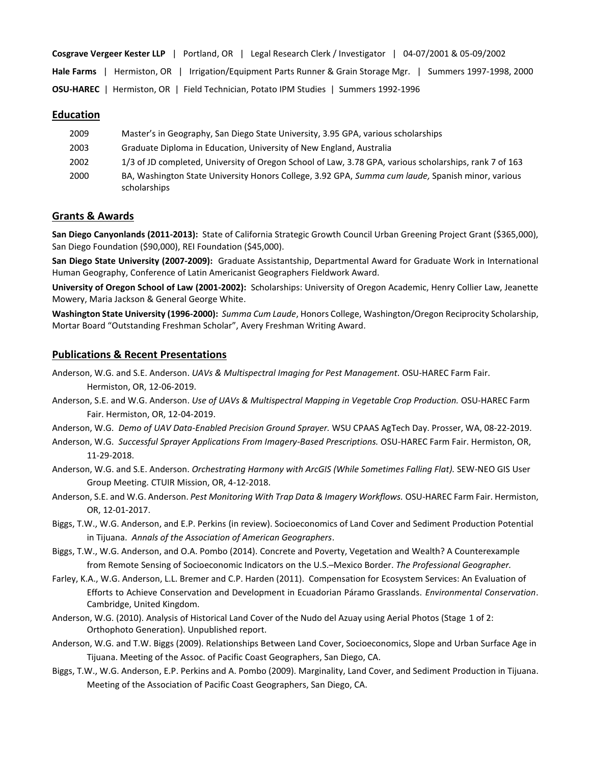**Cosgrave Vergeer Kester LLP** | Portland, OR | Legal Research Clerk / Investigator | 04-07/2001 & 05-09/2002

**Hale Farms** | Hermiston, OR | Irrigation/Equipment Parts Runner & Grain Storage Mgr. | Summers 1997-1998, 2000

**OSU-HAREC** | Hermiston, OR | Field Technician, Potato IPM Studies | Summers 1992-1996

## Education

| | |
|---|---|
| 2009 | Master's in Geography, San Diego State University, 3.95 GPA, various scholarships |
| 2003 | Graduate Diploma in Education, University of New England, Australia |
| 2002 | 1/3 of JD completed, University of Oregon School of Law, 3.78 GPA, various scholarships, rank 7 of 163 |
| 2000 | BA, Washington State University Honors College, 3.92 GPA, *Summa cum laude,* Spanish minor, various scholarships |

## Grants & Awards

**San Diego Canyonlands (2011-2013):** State of California Strategic Growth Council Urban Greening Project Grant ($365,000), San Diego Foundation ($90,000), REI Foundation ($45,000).

**San Diego State University (2007-2009):** Graduate Assistantship, Departmental Award for Graduate Work in International Human Geography, Conference of Latin Americanist Geographers Fieldwork Award.

**University of Oregon School of Law (2001-2002):** Scholarships: University of Oregon Academic, Henry Collier Law, Jeanette Mowery, Maria Jackson & General George White.

**Washington State University (1996-2000):** *Summa Cum Laude*, Honors College, Washington/Oregon Reciprocity Scholarship, Mortar Board "Outstanding Freshman Scholar", Avery Freshman Writing Award.

## Publications & Recent Presentations

Anderson, W.G. and S.E. Anderson. *UAVs & Multispectral Imaging for Pest Management.* OSU-HAREC Farm Fair. Hermiston, OR, 12-06-2019.

Anderson, S.E. and W.G. Anderson. *Use of UAVs & Multispectral Mapping in Vegetable Crop Production.* OSU-HAREC Farm Fair. Hermiston, OR, 12-04-2019.

Anderson, W.G. *Demo of UAV Data-Enabled Precision Ground Sprayer.* WSU CPAAS AgTech Day. Prosser, WA, 08-22-2019.

Anderson, W.G. *Successful Sprayer Applications From Imagery-Based Prescriptions.* OSU-HAREC Farm Fair. Hermiston, OR, 11-29-2018.

Anderson, W.G. and S.E. Anderson. *Orchestrating Harmony with ArcGIS (While Sometimes Falling Flat).* SEW-NEO GIS User Group Meeting. CTUIR Mission, OR, 4-12-2018.

Anderson, S.E. and W.G. Anderson. *Pest Monitoring With Trap Data & Imagery Workflows.* OSU-HAREC Farm Fair. Hermiston, OR, 12-01-2017.

Biggs, T.W., W.G. Anderson, and E.P. Perkins (in review). Socioeconomics of Land Cover and Sediment Production Potential in Tijuana. *Annals of the Association of American Geographers*.

Biggs, T.W., W.G. Anderson, and O.A. Pombo (2014). Concrete and Poverty, Vegetation and Wealth? A Counterexample from Remote Sensing of Socioeconomic Indicators on the U.S.–Mexico Border. *The Professional Geographer.*

Farley, K.A., W.G. Anderson, L.L. Bremer and C.P. Harden (2011). Compensation for Ecosystem Services: An Evaluation of Efforts to Achieve Conservation and Development in Ecuadorian Páramo Grasslands. *Environmental Conservation*. Cambridge, United Kingdom.

Anderson, W.G. (2010). Analysis of Historical Land Cover of the Nudo del Azuay using Aerial Photos (Stage 1 of 2: Orthophoto Generation). Unpublished report.

Anderson, W.G. and T.W. Biggs (2009). Relationships Between Land Cover, Socioeconomics, Slope and Urban Surface Age in Tijuana. Meeting of the Assoc. of Pacific Coast Geographers, San Diego, CA.

Biggs, T.W., W.G. Anderson, E.P. Perkins and A. Pombo (2009). Marginality, Land Cover, and Sediment Production in Tijuana. Meeting of the Association of Pacific Coast Geographers, San Diego, CA.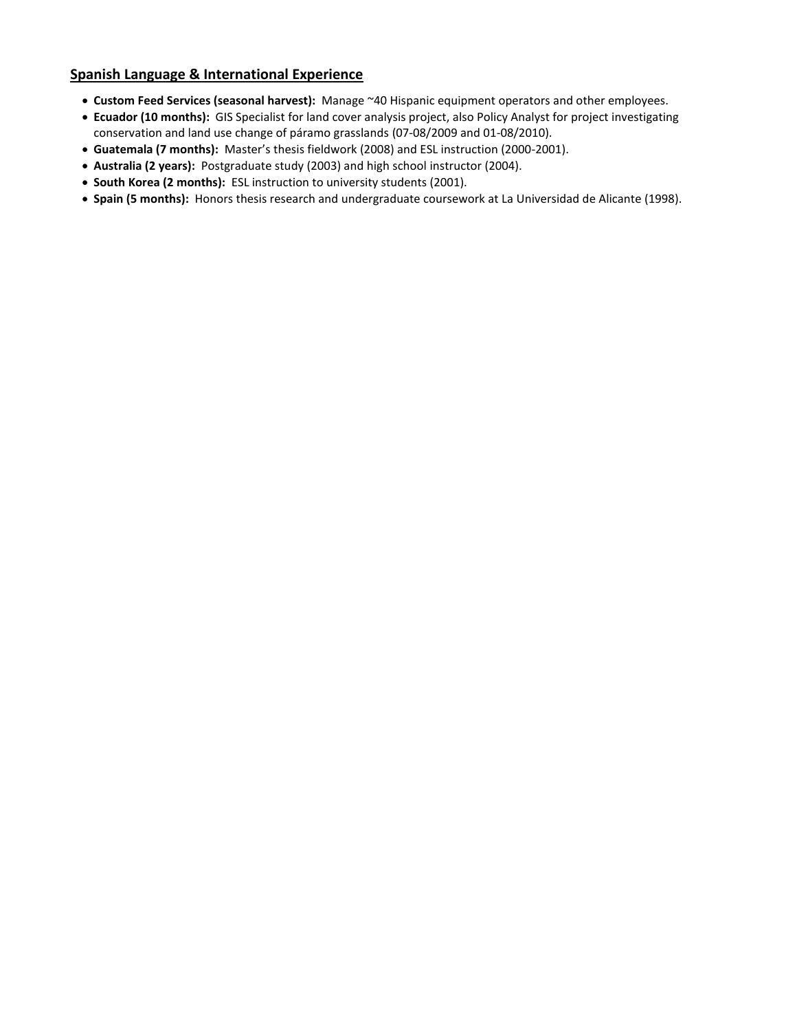## Spanish Language & International Experience

- **Custom Feed Services (seasonal harvest):** Manage ~40 Hispanic equipment operators and other employees.
- **Ecuador (10 months):** GIS Specialist for land cover analysis project, also Policy Analyst for project investigating conservation and land use change of páramo grasslands (07-08/2009 and 01-08/2010).
- **Guatemala (7 months):** Master's thesis fieldwork (2008) and ESL instruction (2000-2001).
- **Australia (2 years):** Postgraduate study (2003) and high school instructor (2004).
- **South Korea (2 months):** ESL instruction to university students (2001).
- **Spain (5 months):** Honors thesis research and undergraduate coursework at La Universidad de Alicante (1998).